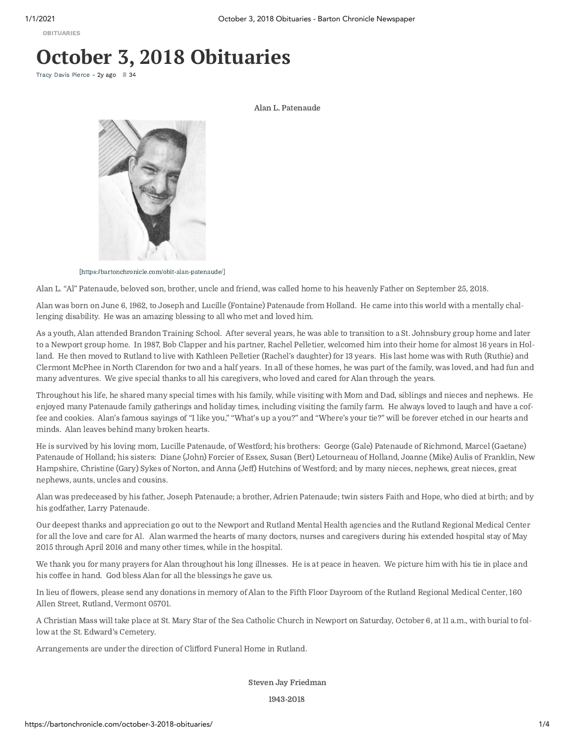OBITUARIES

# October 3, 2018 Obituaries

Tracy Davis Pierce - 2y ago 34

**Alan L. Patenaude**

[https://bartonchronicle.com/obit-alan-patenaude/]

Alan L. “Al” Patenaude, beloved son, brother, uncle and friend, was called home to his heavenly Father on September 25, 2018.

Alan was born on June 6, 1962, to Joseph and Lucille (Fontaine) Patenaude from Holland. He came into this world with a mentally challenging disability. He was an amazing blessing to all who met and loved him.

As a youth, Alan attended Brandon Training School. After several years, he was able to transition to a St. Johnsbury group home and later to a Newport group home. In 1987, Bob Clapper and his partner, Rachel Pelletier, welcomed him into their home for almost 16 years in Holland. He then moved to Rutland to live with Kathleen Pelletier (Rachel’s daughter) for 13 years. His last home was with Ruth (Ruthie) and Clermont McPhee in North Clarendon for two and a half years. In all of these homes, he was part of the family, was loved, and had fun and many adventures. We give special thanks to all his caregivers, who loved and cared for Alan through the years.

Throughout his life, he shared many special times with his family, while visiting with Mom and Dad, siblings and nieces and nephews. He enjoyed many Patenaude family gatherings and holiday times, including visiting the family farm. He always loved to laugh and have a coffee and cookies. Alan’s famous sayings of “I like you,” “What’s up a you?” and “Where’s your tie?” will be forever etched in our hearts and minds. Alan leaves behind many broken hearts.

He is survived by his loving mom, Lucille Patenaude, of Westford; his brothers: George (Gale) Patenaude of Richmond, Marcel (Gaetane) Patenaude of Holland; his sisters: Diane (John) Forcier of Essex, Susan (Bert) Letourneau of Holland, Joanne (Mike) Aulis of Franklin, New Hampshire, Christine (Gary) Sykes of Norton, and Anna (Jeff) Hutchins of Westford; and by many nieces, nephews, great nieces, great nephews, aunts, uncles and cousins.

Alan was predeceased by his father, Joseph Patenaude; a brother, Adrien Patenaude; twin sisters Faith and Hope, who died at birth; and by his godfather, Larry Patenaude.

Our deepest thanks and appreciation go out to the Newport and Rutland Mental Health agencies and the Rutland Regional Medical Center for all the love and care for Al. Alan warmed the hearts of many doctors, nurses and caregivers during his extended hospital stay of May 2015 through April 2016 and many other times, while in the hospital.

We thank you for many prayers for Alan throughout his long illnesses. He is at peace in heaven. We picture him with his tie in place and his coffee in hand. God bless Alan for all the blessings he gave us.

In lieu of flowers, please send any donations in memory of Alan to the Fifth Floor Dayroom of the Rutland Regional Medical Center, 160 Allen Street, Rutland, Vermont 05701.

A Christian Mass will take place at St. Mary Star of the Sea Catholic Church in Newport on Saturday, October 6, at 11 a.m., with burial to follow at the St. Edward’s Cemetery.

Arrangements are under the direction of Clifford Funeral Home in Rutland.

**Steven Jay Friedman**

**1943-2018**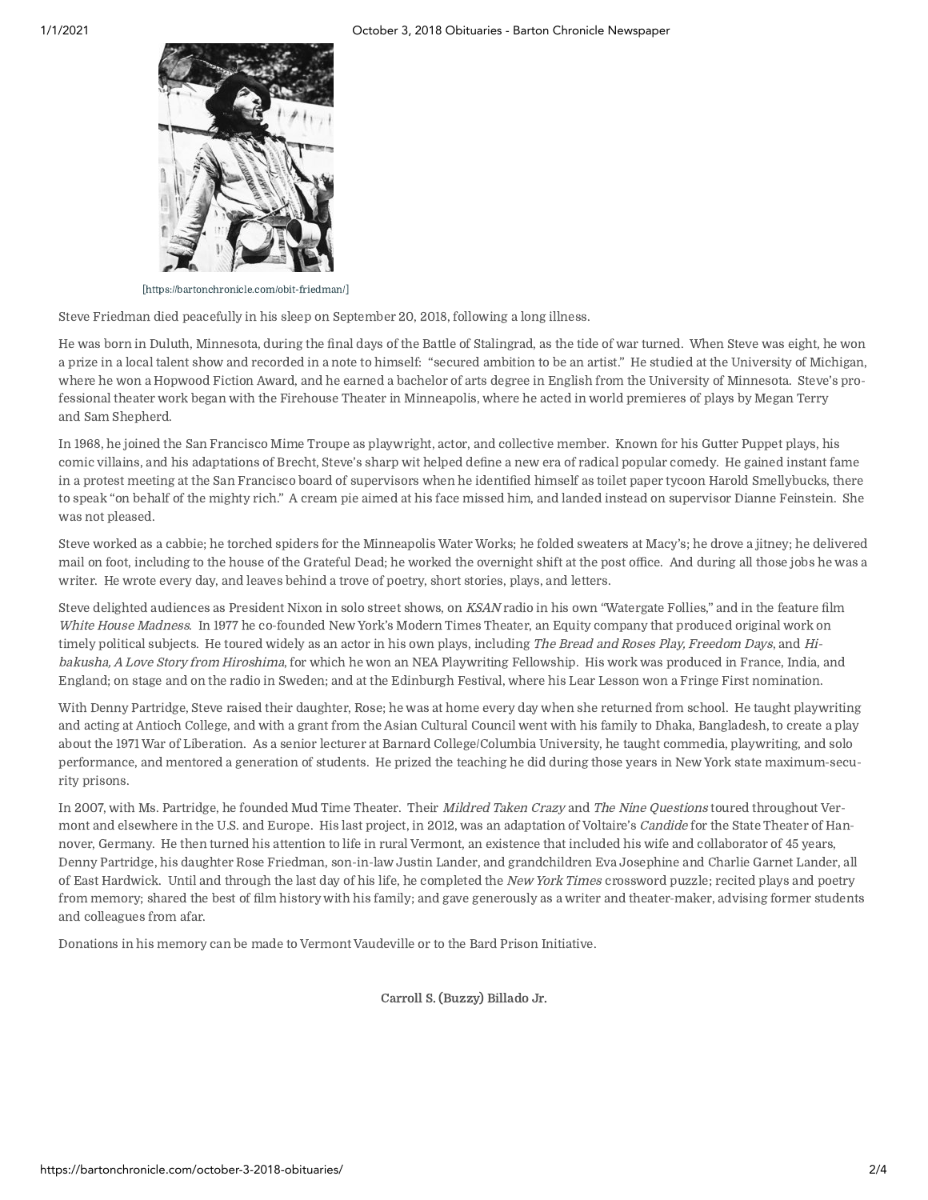[https://bartonchronicle.com/obit-friedman/]

Steve Friedman died peacefully in his sleep on September 20, 2018, following a long illness.

He was born in Duluth, Minnesota, during the final days of the Battle of Stalingrad, as the tide of war turned. When Steve was eight, he won a prize in a local talent show and recorded in a note to himself: "secured ambition to be an artist." He studied at the University of Michigan, where he won a Hopwood Fiction Award, and he earned a bachelor of arts degree in English from the University of Minnesota. Steve's professional theater work began with the Firehouse Theater in Minneapolis, where he acted in world premieres of plays by Megan Terry and Sam Shepherd.

In 1968, he joined the San Francisco Mime Troupe as playwright, actor, and collective member. Known for his Gutter Puppet plays, his comic villains, and his adaptations of Brecht, Steve's sharp wit helped define a new era of radical popular comedy. He gained instant fame in a protest meeting at the San Francisco board of supervisors when he identified himself as toilet paper tycoon Harold Smellybucks, there to speak "on behalf of the mighty rich." A cream pie aimed at his face missed him, and landed instead on supervisor Dianne Feinstein. She was not pleased.

Steve worked as a cabbie; he torched spiders for the Minneapolis Water Works; he folded sweaters at Macy's; he drove a jitney; he delivered mail on foot, including to the house of the Grateful Dead; he worked the overnight shift at the post office. And during all those jobs he was a writer. He wrote every day, and leaves behind a trove of poetry, short stories, plays, and letters.

Steve delighted audiences as President Nixon in solo street shows, on *KSAN* radio in his own "Watergate Follies," and in the feature film *White House Madness*. In 1977 he co-founded New York's Modern Times Theater, an Equity company that produced original work on timely political subjects. He toured widely as an actor in his own plays, including *The Bread and Roses Play, Freedom Days*, and *Hibakusha, A Love Story from Hiroshima*, for which he won an NEA Playwriting Fellowship. His work was produced in France, India, and England; on stage and on the radio in Sweden; and at the Edinburgh Festival, where his Lear Lesson won a Fringe First nomination.

With Denny Partridge, Steve raised their daughter, Rose; he was at home every day when she returned from school. He taught playwriting and acting at Antioch College, and with a grant from the Asian Cultural Council went with his family to Dhaka, Bangladesh, to create a play about the 1971 War of Liberation. As a senior lecturer at Barnard College/Columbia University, he taught commedia, playwriting, and solo performance, and mentored a generation of students. He prized the teaching he did during those years in New York state maximum-security prisons.

In 2007, with Ms. Partridge, he founded Mud Time Theater. Their *Mildred Taken Crazy* and *The Nine Questions* toured throughout Vermont and elsewhere in the U.S. and Europe. His last project, in 2012, was an adaptation of Voltaire's *Candide* for the State Theater of Hannover, Germany. He then turned his attention to life in rural Vermont, an existence that included his wife and collaborator of 45 years, Denny Partridge, his daughter Rose Friedman, son-in-law Justin Lander, and grandchildren Eva Josephine and Charlie Garnet Lander, all of East Hardwick. Until and through the last day of his life, he completed the *New York Times* crossword puzzle; recited plays and poetry from memory; shared the best of film history with his family; and gave generously as a writer and theater-maker, advising former students and colleagues from afar.

Donations in his memory can be made to Vermont Vaudeville or to the Bard Prison Initiative.

**Carroll S. (Buzzy) Billado Jr.**